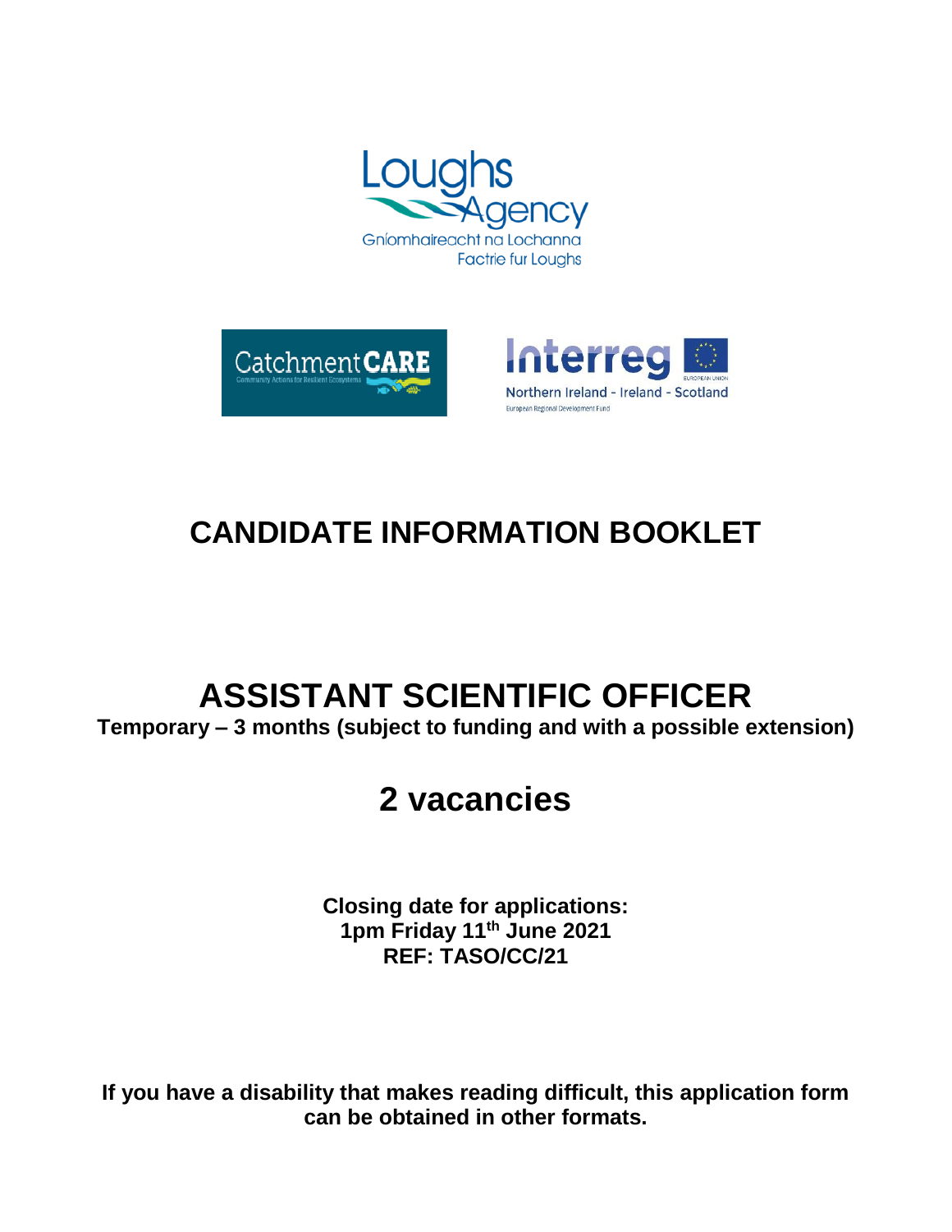# CANDIDATE INFORMATION BOOKLET

# ASSISTANT SCIENTIFIC OFFICER

**Temporary – 3 months (subject to funding and with a possible extension)**

## 2 vacancies

**Closing date for applications:**
**1pm Friday 11th June 2021**
**REF: TASO/CC/21**

**If you have a disability that makes reading difficult, this application form can be obtained in other formats.**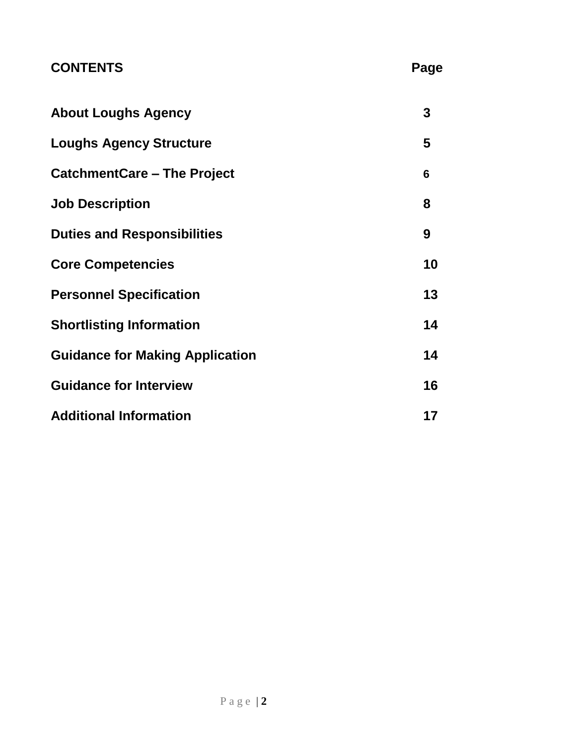| **CONTENTS** | **Page** |
|---|---|
| **About Loughs Agency** | **3** |
| **Loughs Agency Structure** | **5** |
| **CatchmentCare – The Project** | **6** |
| **Job Description** | **8** |
| **Duties and Responsibilities** | **9** |
| **Core Competencies** | **10** |
| **Personnel Specification** | **13** |
| **Shortlisting Information** | **14** |
| **Guidance for Making Application** | **14** |
| **Guidance for Interview** | **16** |
| **Additional Information** | **17** |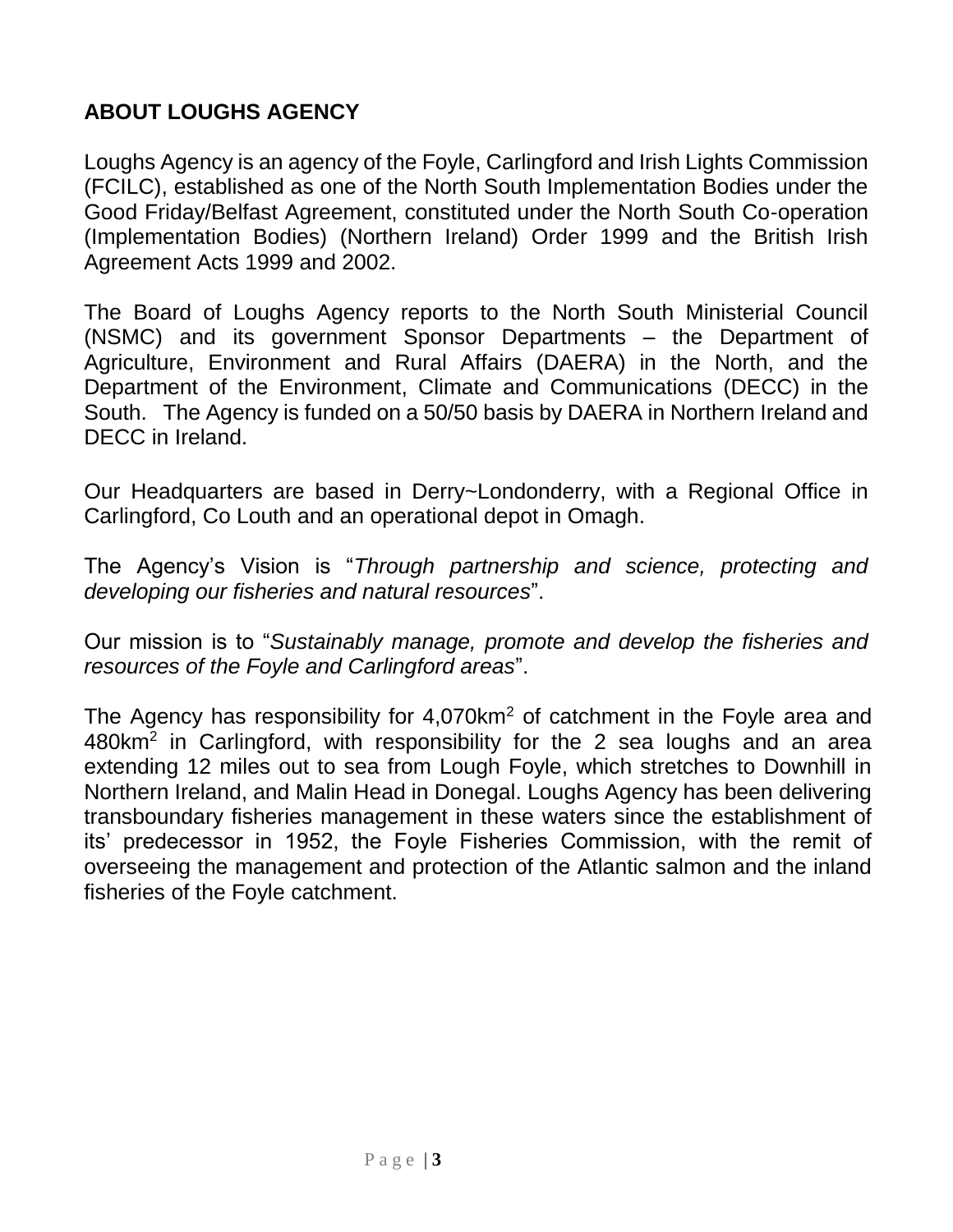## ABOUT LOUGHS AGENCY

Loughs Agency is an agency of the Foyle, Carlingford and Irish Lights Commission (FCILC), established as one of the North South Implementation Bodies under the Good Friday/Belfast Agreement, constituted under the North South Co-operation (Implementation Bodies) (Northern Ireland) Order 1999 and the British Irish Agreement Acts 1999 and 2002.

The Board of Loughs Agency reports to the North South Ministerial Council (NSMC) and its government Sponsor Departments – the Department of Agriculture, Environment and Rural Affairs (DAERA) in the North, and the Department of the Environment, Climate and Communications (DECC) in the South. The Agency is funded on a 50/50 basis by DAERA in Northern Ireland and DECC in Ireland.

Our Headquarters are based in Derry~Londonderry, with a Regional Office in Carlingford, Co Louth and an operational depot in Omagh.

The Agency's Vision is "*Through partnership and science, protecting and developing our fisheries and natural resources*".

Our mission is to "*Sustainably manage, promote and develop the fisheries and resources of the Foyle and Carlingford areas*".

The Agency has responsibility for 4,070km$^2$ of catchment in the Foyle area and 480km$^2$ in Carlingford, with responsibility for the 2 sea loughs and an area extending 12 miles out to sea from Lough Foyle, which stretches to Downhill in Northern Ireland, and Malin Head in Donegal. Loughs Agency has been delivering transboundary fisheries management in these waters since the establishment of its' predecessor in 1952, the Foyle Fisheries Commission, with the remit of overseeing the management and protection of the Atlantic salmon and the inland fisheries of the Foyle catchment.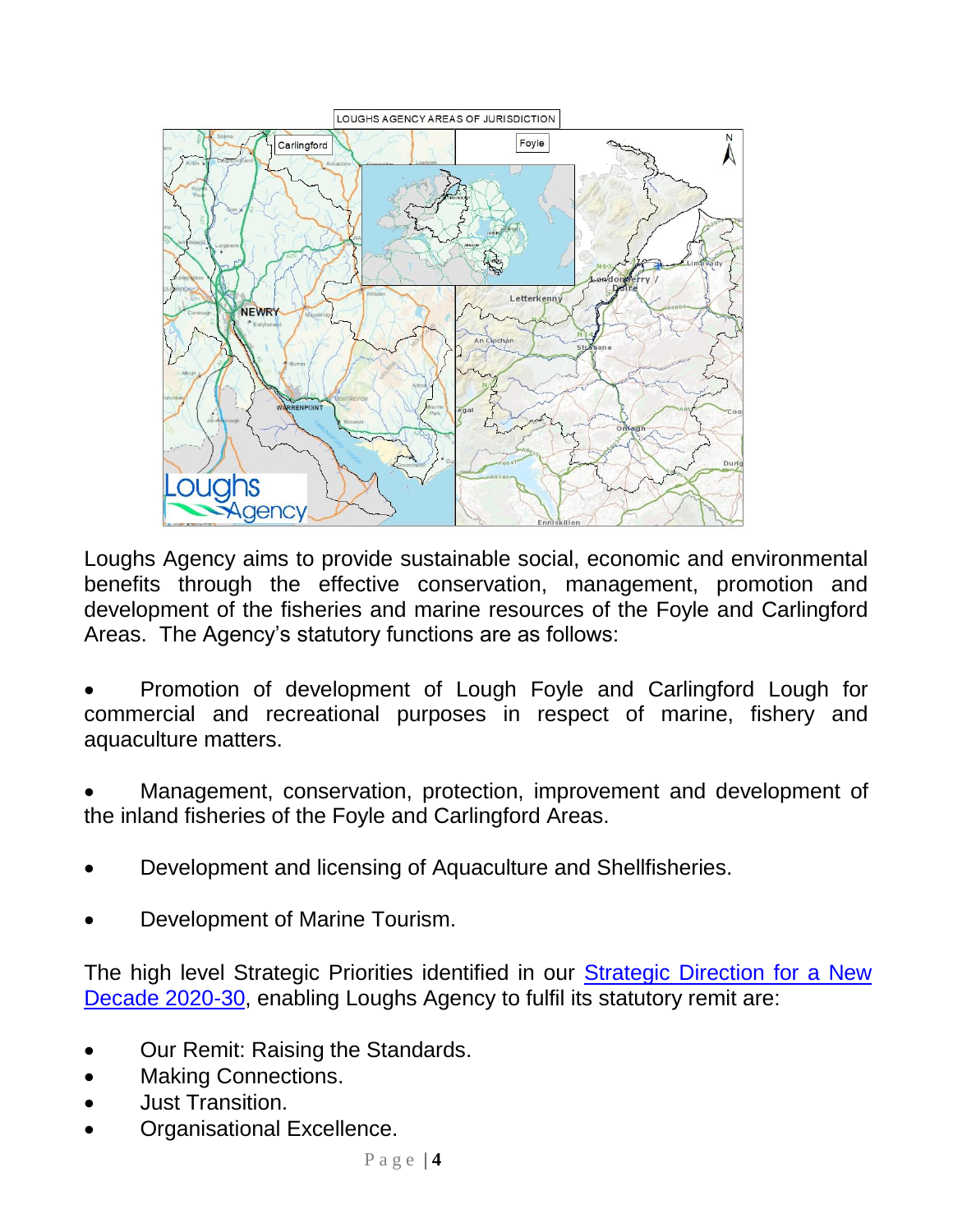Loughs Agency aims to provide sustainable social, economic and environmental benefits through the effective conservation, management, promotion and development of the fisheries and marine resources of the Foyle and Carlingford Areas. The Agency's statutory functions are as follows:

- Promotion of development of Lough Foyle and Carlingford Lough for commercial and recreational purposes in respect of marine, fishery and aquaculture matters.

- Management, conservation, protection, improvement and development of the inland fisheries of the Foyle and Carlingford Areas.

- Development and licensing of Aquaculture and Shellfisheries.

- Development of Marine Tourism.

The high level Strategic Priorities identified in our Strategic Direction for a New Decade 2020-30, enabling Loughs Agency to fulfil its statutory remit are:

- Our Remit: Raising the Standards.
- Making Connections.
- Just Transition.
- Organisational Excellence.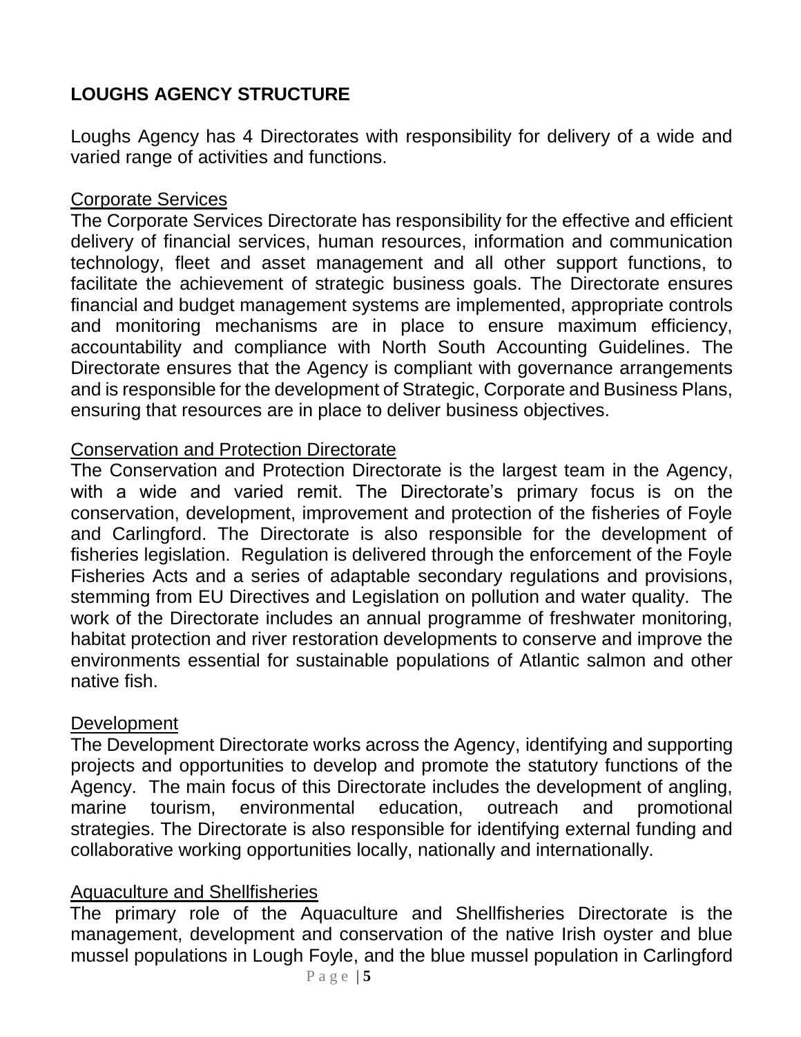## LOUGHS AGENCY STRUCTURE

Loughs Agency has 4 Directorates with responsibility for delivery of a wide and varied range of activities and functions.

### Corporate Services

The Corporate Services Directorate has responsibility for the effective and efficient delivery of financial services, human resources, information and communication technology, fleet and asset management and all other support functions, to facilitate the achievement of strategic business goals. The Directorate ensures financial and budget management systems are implemented, appropriate controls and monitoring mechanisms are in place to ensure maximum efficiency, accountability and compliance with North South Accounting Guidelines. The Directorate ensures that the Agency is compliant with governance arrangements and is responsible for the development of Strategic, Corporate and Business Plans, ensuring that resources are in place to deliver business objectives.

### Conservation and Protection Directorate

The Conservation and Protection Directorate is the largest team in the Agency, with a wide and varied remit. The Directorate's primary focus is on the conservation, development, improvement and protection of the fisheries of Foyle and Carlingford. The Directorate is also responsible for the development of fisheries legislation. Regulation is delivered through the enforcement of the Foyle Fisheries Acts and a series of adaptable secondary regulations and provisions, stemming from EU Directives and Legislation on pollution and water quality. The work of the Directorate includes an annual programme of freshwater monitoring, habitat protection and river restoration developments to conserve and improve the environments essential for sustainable populations of Atlantic salmon and other native fish.

### Development

The Development Directorate works across the Agency, identifying and supporting projects and opportunities to develop and promote the statutory functions of the Agency. The main focus of this Directorate includes the development of angling, marine tourism, environmental education, outreach and promotional strategies. The Directorate is also responsible for identifying external funding and collaborative working opportunities locally, nationally and internationally.

### Aquaculture and Shellfisheries

The primary role of the Aquaculture and Shellfisheries Directorate is the management, development and conservation of the native Irish oyster and blue mussel populations in Lough Foyle, and the blue mussel population in Carlingford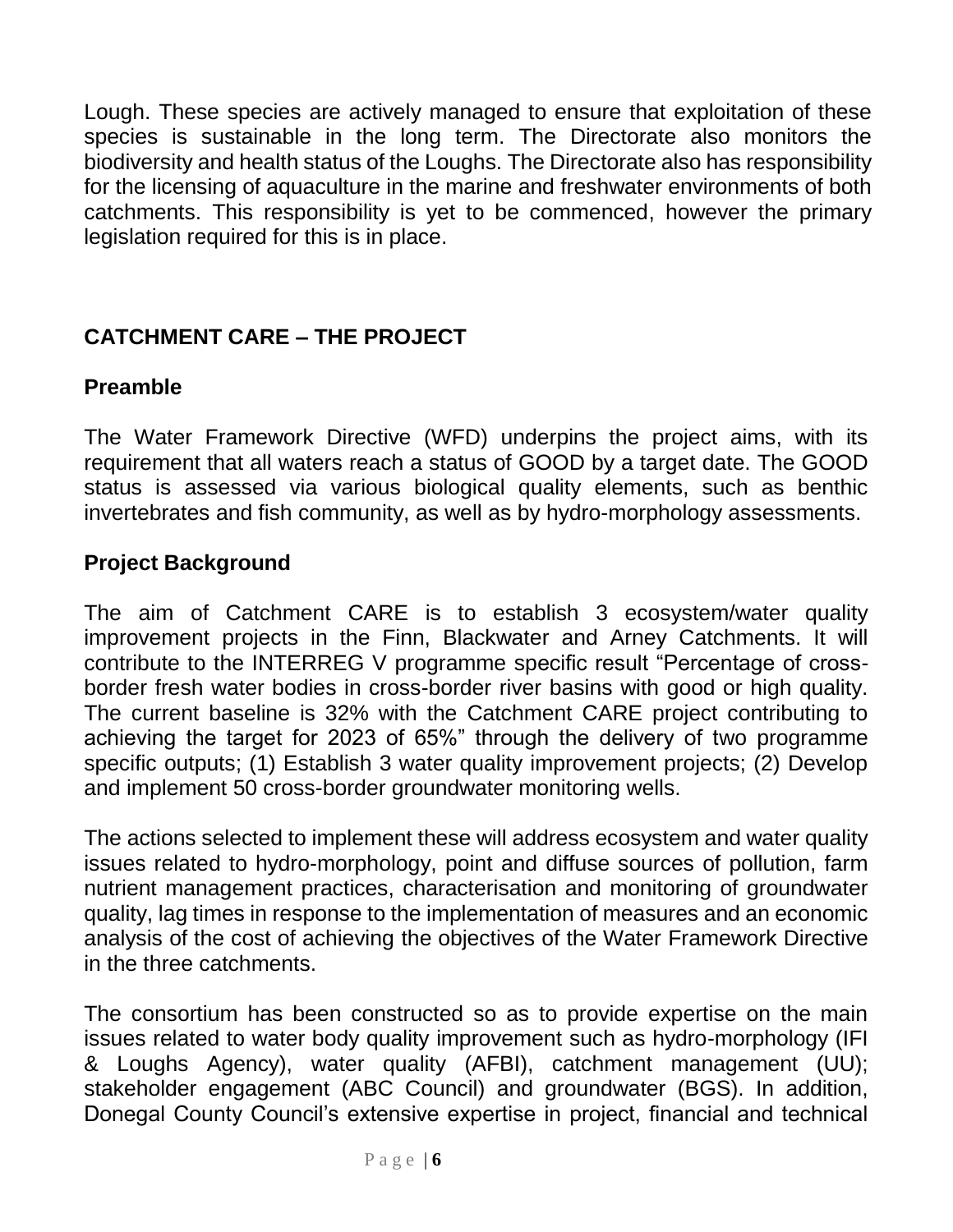Lough. These species are actively managed to ensure that exploitation of these species is sustainable in the long term. The Directorate also monitors the biodiversity and health status of the Loughs. The Directorate also has responsibility for the licensing of aquaculture in the marine and freshwater environments of both catchments. This responsibility is yet to be commenced, however the primary legislation required for this is in place.

## CATCHMENT CARE – THE PROJECT

### Preamble

The Water Framework Directive (WFD) underpins the project aims, with its requirement that all waters reach a status of GOOD by a target date. The GOOD status is assessed via various biological quality elements, such as benthic invertebrates and fish community, as well as by hydro-morphology assessments.

### Project Background

The aim of Catchment CARE is to establish 3 ecosystem/water quality improvement projects in the Finn, Blackwater and Arney Catchments. It will contribute to the INTERREG V programme specific result "Percentage of cross-border fresh water bodies in cross-border river basins with good or high quality. The current baseline is 32% with the Catchment CARE project contributing to achieving the target for 2023 of 65%" through the delivery of two programme specific outputs; (1) Establish 3 water quality improvement projects; (2) Develop and implement 50 cross-border groundwater monitoring wells.

The actions selected to implement these will address ecosystem and water quality issues related to hydro-morphology, point and diffuse sources of pollution, farm nutrient management practices, characterisation and monitoring of groundwater quality, lag times in response to the implementation of measures and an economic analysis of the cost of achieving the objectives of the Water Framework Directive in the three catchments.

The consortium has been constructed so as to provide expertise on the main issues related to water body quality improvement such as hydro-morphology (IFI & Loughs Agency), water quality (AFBI), catchment management (UU); stakeholder engagement (ABC Council) and groundwater (BGS). In addition, Donegal County Council's extensive expertise in project, financial and technical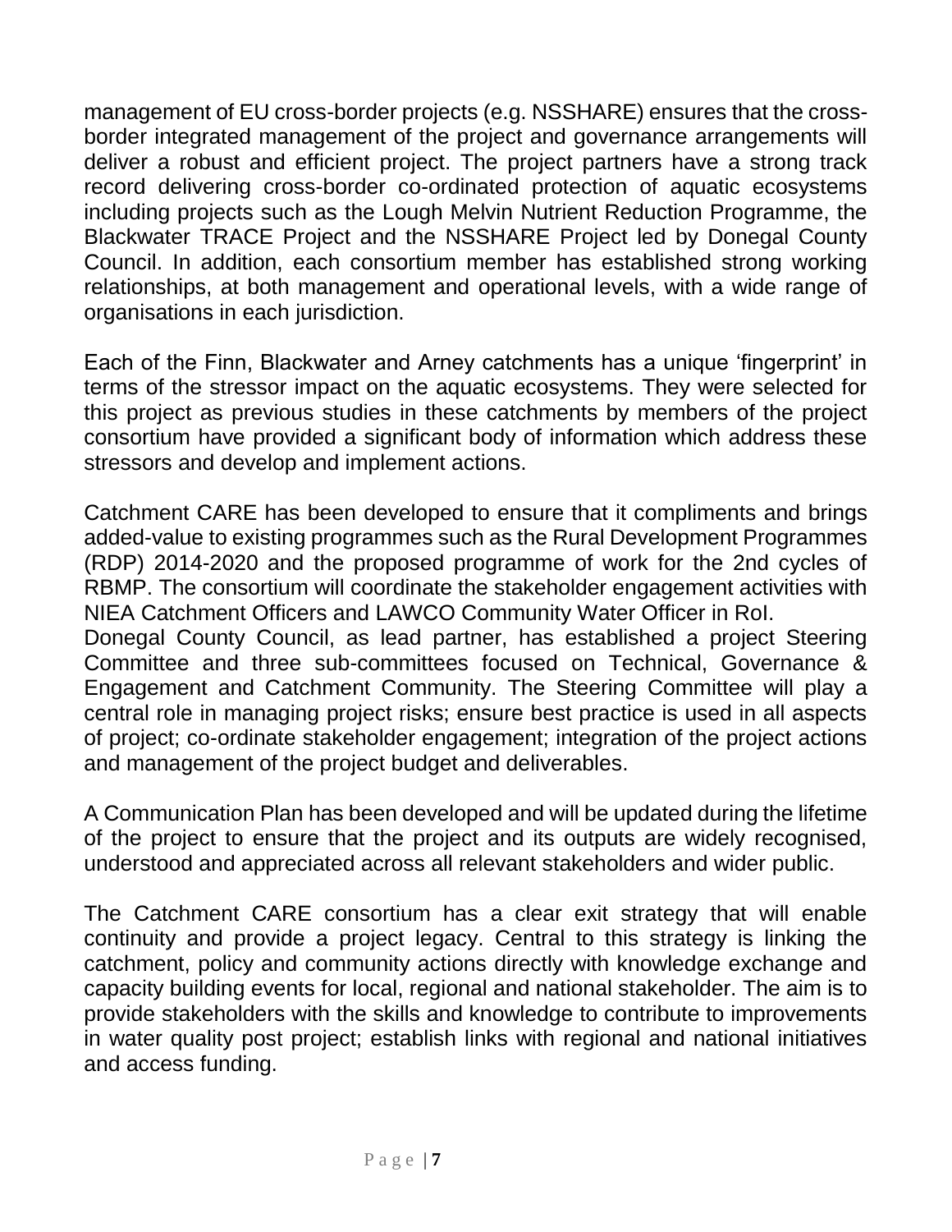management of EU cross-border projects (e.g. NSSHARE) ensures that the cross-border integrated management of the project and governance arrangements will deliver a robust and efficient project. The project partners have a strong track record delivering cross-border co-ordinated protection of aquatic ecosystems including projects such as the Lough Melvin Nutrient Reduction Programme, the Blackwater TRACE Project and the NSSHARE Project led by Donegal County Council. In addition, each consortium member has established strong working relationships, at both management and operational levels, with a wide range of organisations in each jurisdiction.

Each of the Finn, Blackwater and Arney catchments has a unique 'fingerprint' in terms of the stressor impact on the aquatic ecosystems. They were selected for this project as previous studies in these catchments by members of the project consortium have provided a significant body of information which address these stressors and develop and implement actions.

Catchment CARE has been developed to ensure that it compliments and brings added-value to existing programmes such as the Rural Development Programmes (RDP) 2014-2020 and the proposed programme of work for the 2nd cycles of RBMP. The consortium will coordinate the stakeholder engagement activities with NIEA Catchment Officers and LAWCO Community Water Officer in RoI.

Donegal County Council, as lead partner, has established a project Steering Committee and three sub-committees focused on Technical, Governance & Engagement and Catchment Community. The Steering Committee will play a central role in managing project risks; ensure best practice is used in all aspects of project; co-ordinate stakeholder engagement; integration of the project actions and management of the project budget and deliverables.

A Communication Plan has been developed and will be updated during the lifetime of the project to ensure that the project and its outputs are widely recognised, understood and appreciated across all relevant stakeholders and wider public.

The Catchment CARE consortium has a clear exit strategy that will enable continuity and provide a project legacy. Central to this strategy is linking the catchment, policy and community actions directly with knowledge exchange and capacity building events for local, regional and national stakeholder. The aim is to provide stakeholders with the skills and knowledge to contribute to improvements in water quality post project; establish links with regional and national initiatives and access funding.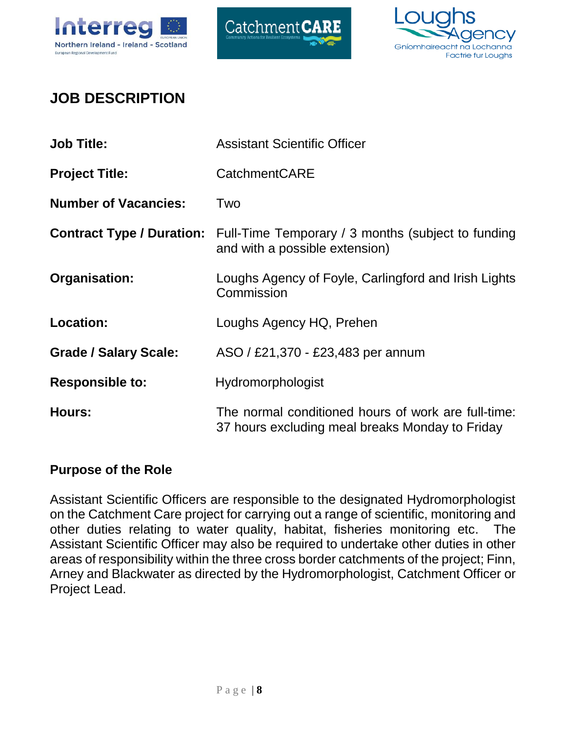## JOB DESCRIPTION

| | |
|---|---|
| **Job Title:** | Assistant Scientific Officer |
| **Project Title:** | CatchmentCARE |
| **Number of Vacancies:** | Two |
| **Contract Type / Duration:** | Full-Time Temporary / 3 months (subject to funding and with a possible extension) |
| **Organisation:** | Loughs Agency of Foyle, Carlingford and Irish Lights Commission |
| **Location:** | Loughs Agency HQ, Prehen |
| **Grade / Salary Scale:** | ASO / £21,370 - £23,483 per annum |
| **Responsible to:** | Hydromorphologist |
| **Hours:** | The normal conditioned hours of work are full-time: 37 hours excluding meal breaks Monday to Friday |

### Purpose of the Role

Assistant Scientific Officers are responsible to the designated Hydromorphologist on the Catchment Care project for carrying out a range of scientific, monitoring and other duties relating to water quality, habitat, fisheries monitoring etc. The Assistant Scientific Officer may also be required to undertake other duties in other areas of responsibility within the three cross border catchments of the project; Finn, Arney and Blackwater as directed by the Hydromorphologist, Catchment Officer or Project Lead.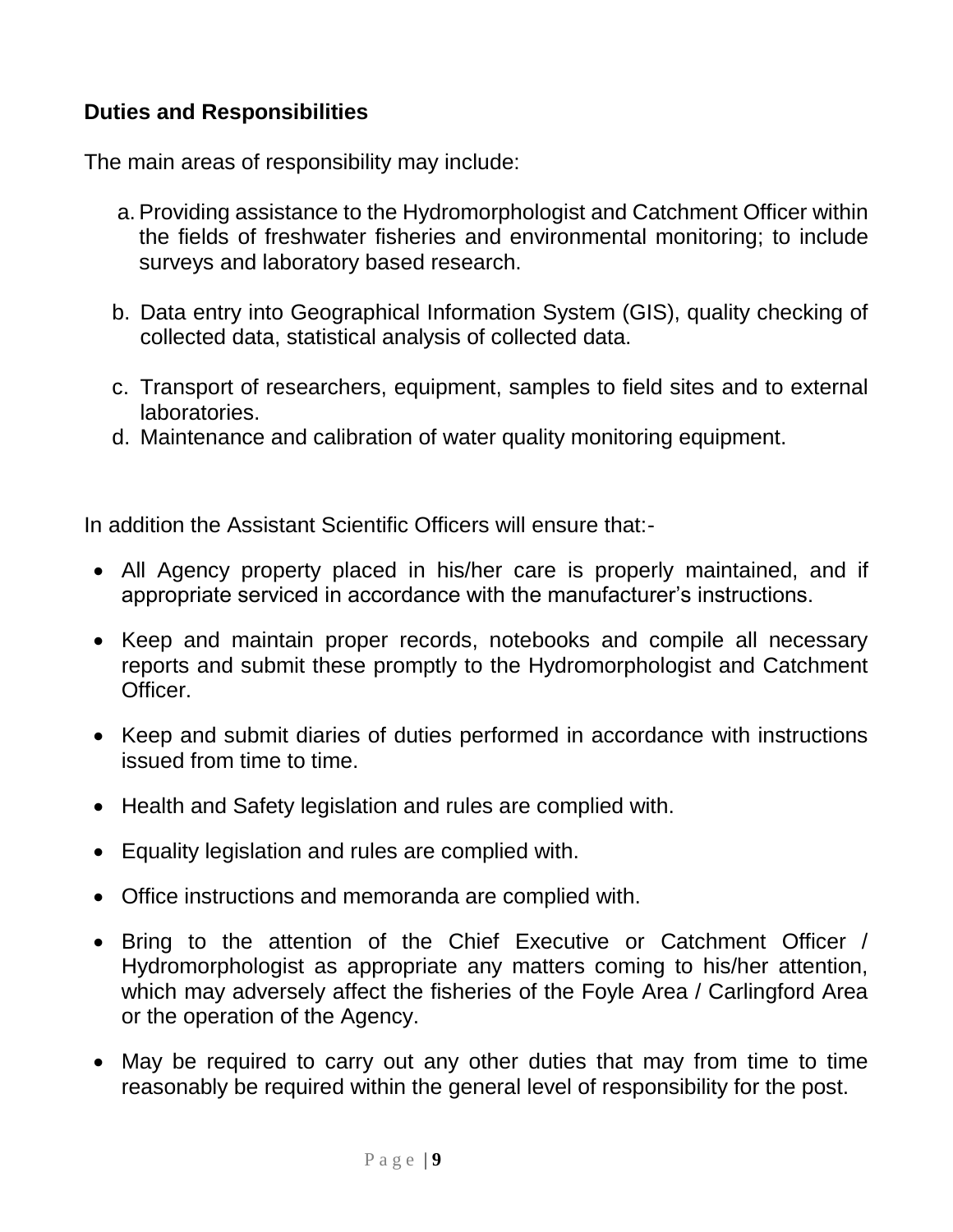**Duties and Responsibilities**

The main areas of responsibility may include:

a. Providing assistance to the Hydromorphologist and Catchment Officer within the fields of freshwater fisheries and environmental monitoring; to include surveys and laboratory based research.

b. Data entry into Geographical Information System (GIS), quality checking of collected data, statistical analysis of collected data.

c. Transport of researchers, equipment, samples to field sites and to external laboratories.

d. Maintenance and calibration of water quality monitoring equipment.

In addition the Assistant Scientific Officers will ensure that:-

- All Agency property placed in his/her care is properly maintained, and if appropriate serviced in accordance with the manufacturer's instructions.
- Keep and maintain proper records, notebooks and compile all necessary reports and submit these promptly to the Hydromorphologist and Catchment Officer.
- Keep and submit diaries of duties performed in accordance with instructions issued from time to time.
- Health and Safety legislation and rules are complied with.
- Equality legislation and rules are complied with.
- Office instructions and memoranda are complied with.
- Bring to the attention of the Chief Executive or Catchment Officer / Hydromorphologist as appropriate any matters coming to his/her attention, which may adversely affect the fisheries of the Foyle Area / Carlingford Area or the operation of the Agency.
- May be required to carry out any other duties that may from time to time reasonably be required within the general level of responsibility for the post.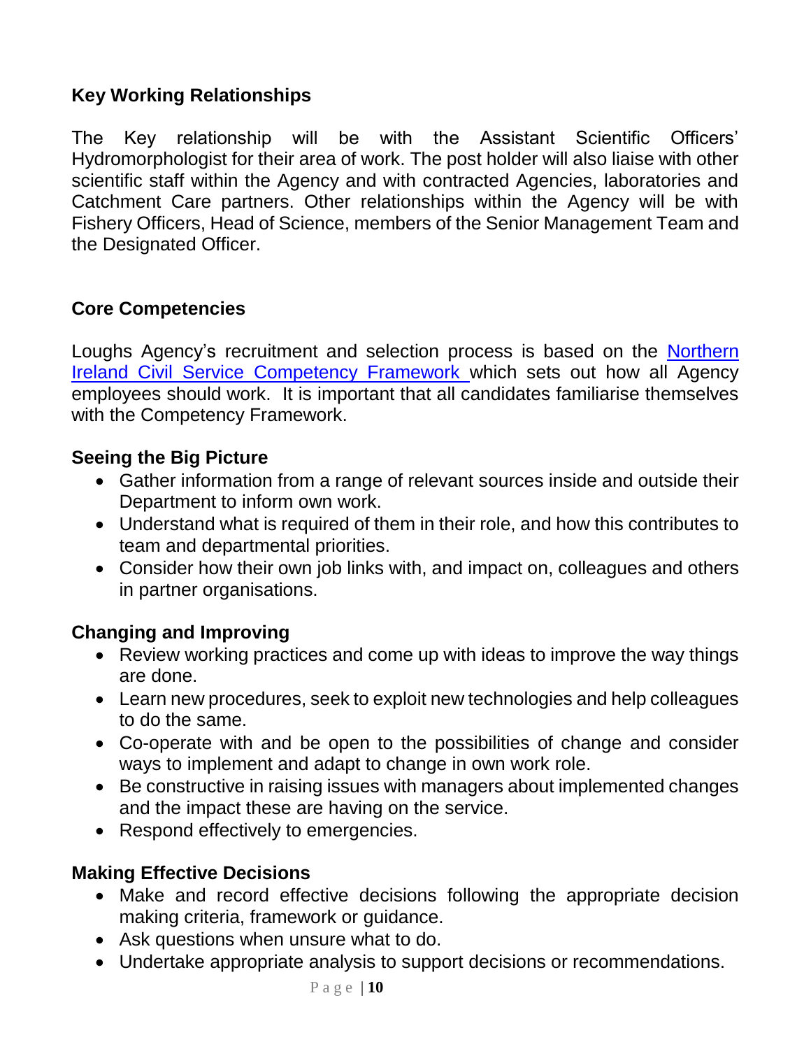## Key Working Relationships

The Key relationship will be with the Assistant Scientific Officers' Hydromorphologist for their area of work. The post holder will also liaise with other scientific staff within the Agency and with contracted Agencies, laboratories and Catchment Care partners. Other relationships within the Agency will be with Fishery Officers, Head of Science, members of the Senior Management Team and the Designated Officer.

## Core Competencies

Loughs Agency's recruitment and selection process is based on the [Northern Ireland Civil Service Competency Framework](#) which sets out how all Agency employees should work. It is important that all candidates familiarise themselves with the Competency Framework.

### Seeing the Big Picture

- Gather information from a range of relevant sources inside and outside their Department to inform own work.
- Understand what is required of them in their role, and how this contributes to team and departmental priorities.
- Consider how their own job links with, and impact on, colleagues and others in partner organisations.

### Changing and Improving

- Review working practices and come up with ideas to improve the way things are done.
- Learn new procedures, seek to exploit new technologies and help colleagues to do the same.
- Co-operate with and be open to the possibilities of change and consider ways to implement and adapt to change in own work role.
- Be constructive in raising issues with managers about implemented changes and the impact these are having on the service.
- Respond effectively to emergencies.

### Making Effective Decisions

- Make and record effective decisions following the appropriate decision making criteria, framework or guidance.
- Ask questions when unsure what to do.
- Undertake appropriate analysis to support decisions or recommendations.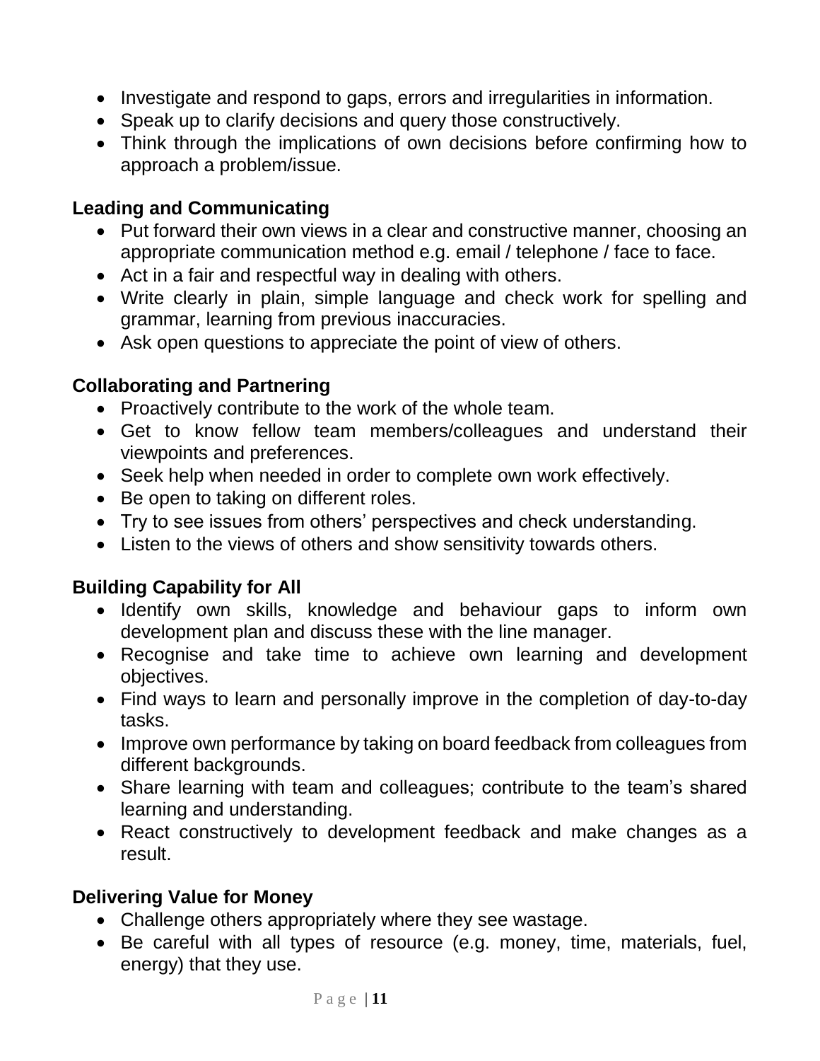- Investigate and respond to gaps, errors and irregularities in information.
- Speak up to clarify decisions and query those constructively.
- Think through the implications of own decisions before confirming how to approach a problem/issue.

**Leading and Communicating**

- Put forward their own views in a clear and constructive manner, choosing an appropriate communication method e.g. email / telephone / face to face.
- Act in a fair and respectful way in dealing with others.
- Write clearly in plain, simple language and check work for spelling and grammar, learning from previous inaccuracies.
- Ask open questions to appreciate the point of view of others.

**Collaborating and Partnering**

- Proactively contribute to the work of the whole team.
- Get to know fellow team members/colleagues and understand their viewpoints and preferences.
- Seek help when needed in order to complete own work effectively.
- Be open to taking on different roles.
- Try to see issues from others' perspectives and check understanding.
- Listen to the views of others and show sensitivity towards others.

**Building Capability for All**

- Identify own skills, knowledge and behaviour gaps to inform own development plan and discuss these with the line manager.
- Recognise and take time to achieve own learning and development objectives.
- Find ways to learn and personally improve in the completion of day-to-day tasks.
- Improve own performance by taking on board feedback from colleagues from different backgrounds.
- Share learning with team and colleagues; contribute to the team's shared learning and understanding.
- React constructively to development feedback and make changes as a result.

**Delivering Value for Money**

- Challenge others appropriately where they see wastage.
- Be careful with all types of resource (e.g. money, time, materials, fuel, energy) that they use.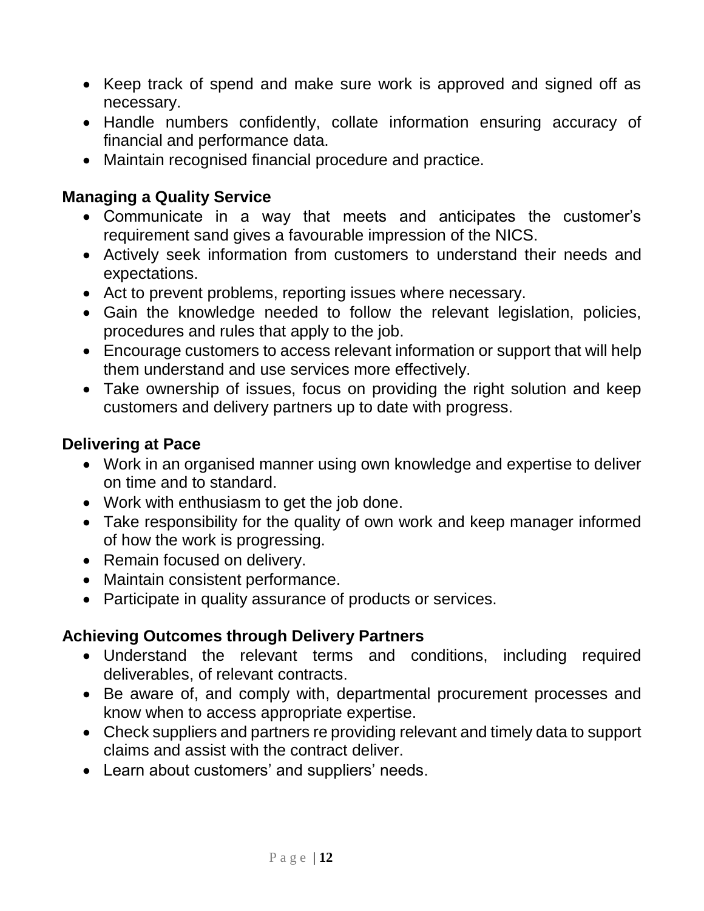- Keep track of spend and make sure work is approved and signed off as necessary.
- Handle numbers confidently, collate information ensuring accuracy of financial and performance data.
- Maintain recognised financial procedure and practice.

**Managing a Quality Service**

- Communicate in a way that meets and anticipates the customer's requirement sand gives a favourable impression of the NICS.
- Actively seek information from customers to understand their needs and expectations.
- Act to prevent problems, reporting issues where necessary.
- Gain the knowledge needed to follow the relevant legislation, policies, procedures and rules that apply to the job.
- Encourage customers to access relevant information or support that will help them understand and use services more effectively.
- Take ownership of issues, focus on providing the right solution and keep customers and delivery partners up to date with progress.

**Delivering at Pace**

- Work in an organised manner using own knowledge and expertise to deliver on time and to standard.
- Work with enthusiasm to get the job done.
- Take responsibility for the quality of own work and keep manager informed of how the work is progressing.
- Remain focused on delivery.
- Maintain consistent performance.
- Participate in quality assurance of products or services.

**Achieving Outcomes through Delivery Partners**

- Understand the relevant terms and conditions, including required deliverables, of relevant contracts.
- Be aware of, and comply with, departmental procurement processes and know when to access appropriate expertise.
- Check suppliers and partners re providing relevant and timely data to support claims and assist with the contract deliver.
- Learn about customers' and suppliers' needs.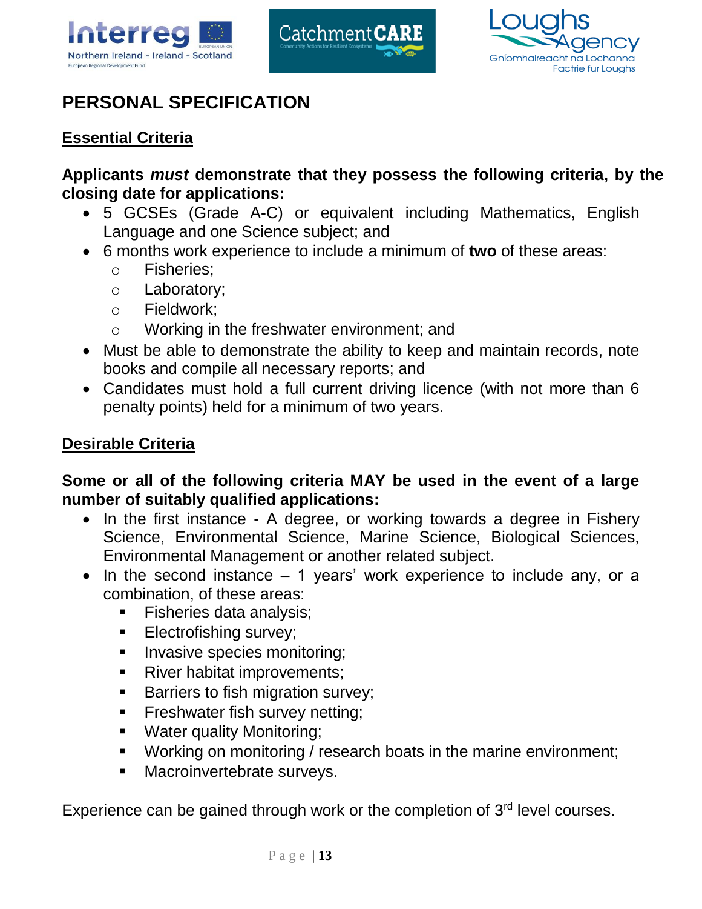# PERSONAL SPECIFICATION

## Essential Criteria

**Applicants *must* demonstrate that they possess the following criteria, by the closing date for applications:**

- 5 GCSEs (Grade A-C) or equivalent including Mathematics, English Language and one Science subject; and
- 6 months work experience to include a minimum of **two** of these areas:
  - Fisheries;
  - Laboratory;
  - Fieldwork;
  - Working in the freshwater environment; and
- Must be able to demonstrate the ability to keep and maintain records, note books and compile all necessary reports; and
- Candidates must hold a full current driving licence (with not more than 6 penalty points) held for a minimum of two years.

## Desirable Criteria

**Some or all of the following criteria MAY be used in the event of a large number of suitably qualified applications:**

- In the first instance - A degree, or working towards a degree in Fishery Science, Environmental Science, Marine Science, Biological Sciences, Environmental Management or another related subject.
- In the second instance – 1 years' work experience to include any, or a combination, of these areas:
  - Fisheries data analysis;
  - Electrofishing survey;
  - Invasive species monitoring;
  - River habitat improvements;
  - Barriers to fish migration survey;
  - Freshwater fish survey netting;
  - Water quality Monitoring;
  - Working on monitoring / research boats in the marine environment;
  - Macroinvertebrate surveys.

Experience can be gained through work or the completion of 3rd level courses.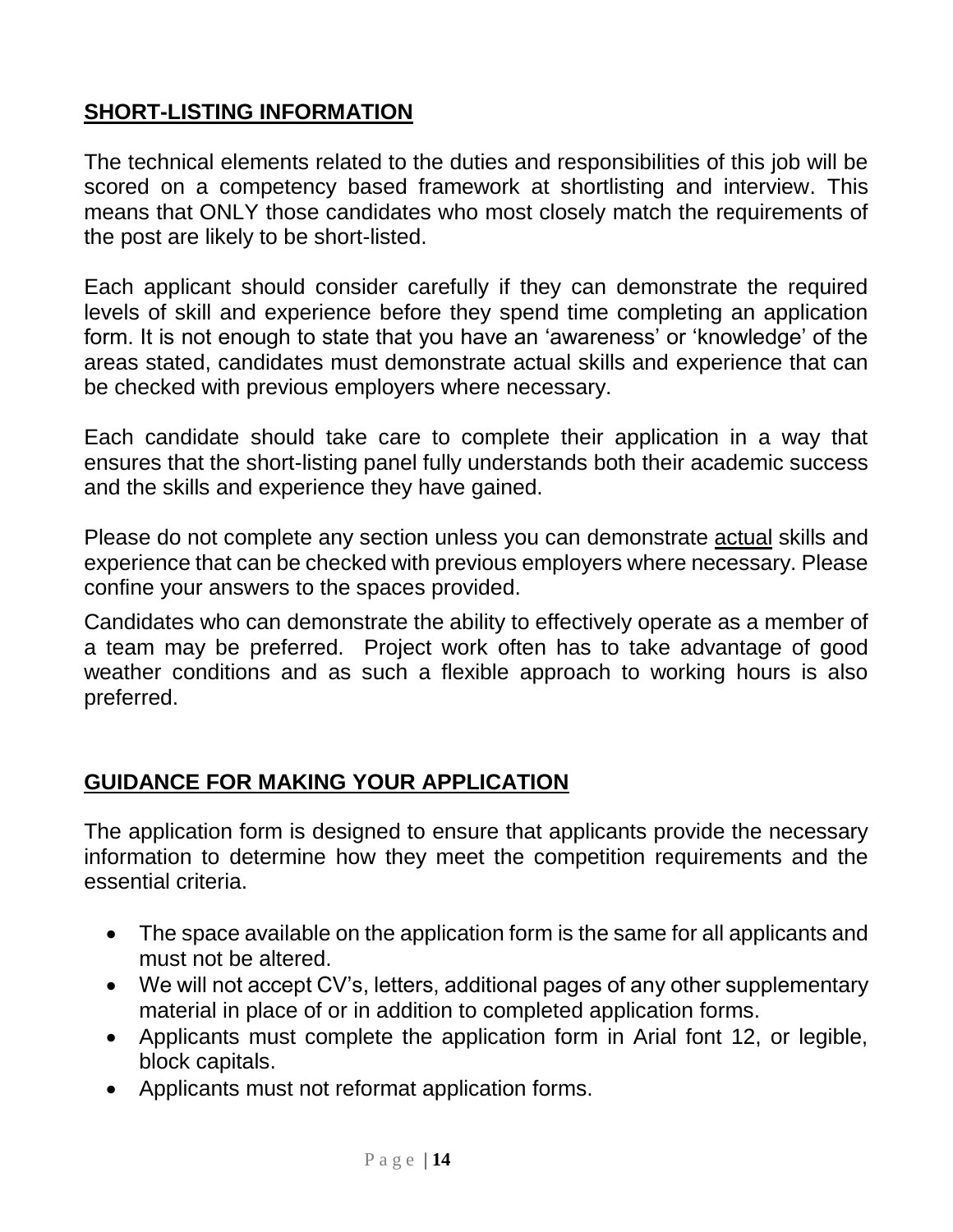## **SHORT-LISTING INFORMATION**

The technical elements related to the duties and responsibilities of this job will be scored on a competency based framework at shortlisting and interview. This means that ONLY those candidates who most closely match the requirements of the post are likely to be short-listed.

Each applicant should consider carefully if they can demonstrate the required levels of skill and experience before they spend time completing an application form. It is not enough to state that you have an 'awareness' or 'knowledge' of the areas stated, candidates must demonstrate actual skills and experience that can be checked with previous employers where necessary.

Each candidate should take care to complete their application in a way that ensures that the short-listing panel fully understands both their academic success and the skills and experience they have gained.

Please do not complete any section unless you can demonstrate actual skills and experience that can be checked with previous employers where necessary. Please confine your answers to the spaces provided.

Candidates who can demonstrate the ability to effectively operate as a member of a team may be preferred. Project work often has to take advantage of good weather conditions and as such a flexible approach to working hours is also preferred.

## **GUIDANCE FOR MAKING YOUR APPLICATION**

The application form is designed to ensure that applicants provide the necessary information to determine how they meet the competition requirements and the essential criteria.

- The space available on the application form is the same for all applicants and must not be altered.
- We will not accept CV's, letters, additional pages of any other supplementary material in place of or in addition to completed application forms.
- Applicants must complete the application form in Arial font 12, or legible, block capitals.
- Applicants must not reformat application forms.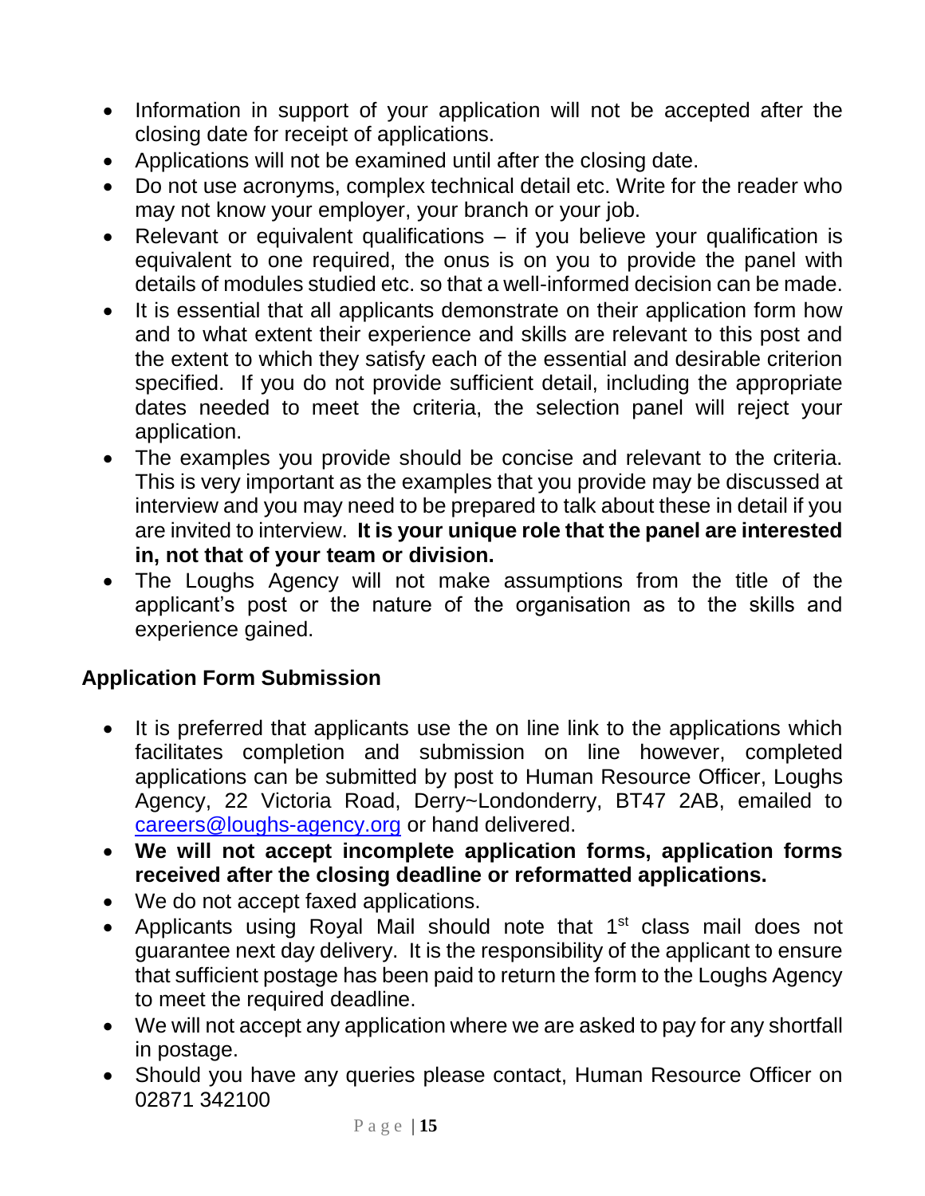- Information in support of your application will not be accepted after the closing date for receipt of applications.
- Applications will not be examined until after the closing date.
- Do not use acronyms, complex technical detail etc. Write for the reader who may not know your employer, your branch or your job.
- Relevant or equivalent qualifications – if you believe your qualification is equivalent to one required, the onus is on you to provide the panel with details of modules studied etc. so that a well-informed decision can be made.
- It is essential that all applicants demonstrate on their application form how and to what extent their experience and skills are relevant to this post and the extent to which they satisfy each of the essential and desirable criterion specified. If you do not provide sufficient detail, including the appropriate dates needed to meet the criteria, the selection panel will reject your application.
- The examples you provide should be concise and relevant to the criteria. This is very important as the examples that you provide may be discussed at interview and you may need to be prepared to talk about these in detail if you are invited to interview. **It is your unique role that the panel are interested in, not that of your team or division.**
- The Loughs Agency will not make assumptions from the title of the applicant's post or the nature of the organisation as to the skills and experience gained.

**Application Form Submission**

- It is preferred that applicants use the on line link to the applications which facilitates completion and submission on line however, completed applications can be submitted by post to Human Resource Officer, Loughs Agency, 22 Victoria Road, Derry~Londonderry, BT47 2AB, emailed to careers@loughs-agency.org or hand delivered.
- **We will not accept incomplete application forms, application forms received after the closing deadline or reformatted applications.**
- We do not accept faxed applications.
- Applicants using Royal Mail should note that 1st class mail does not guarantee next day delivery. It is the responsibility of the applicant to ensure that sufficient postage has been paid to return the form to the Loughs Agency to meet the required deadline.
- We will not accept any application where we are asked to pay for any shortfall in postage.
- Should you have any queries please contact, Human Resource Officer on 02871 342100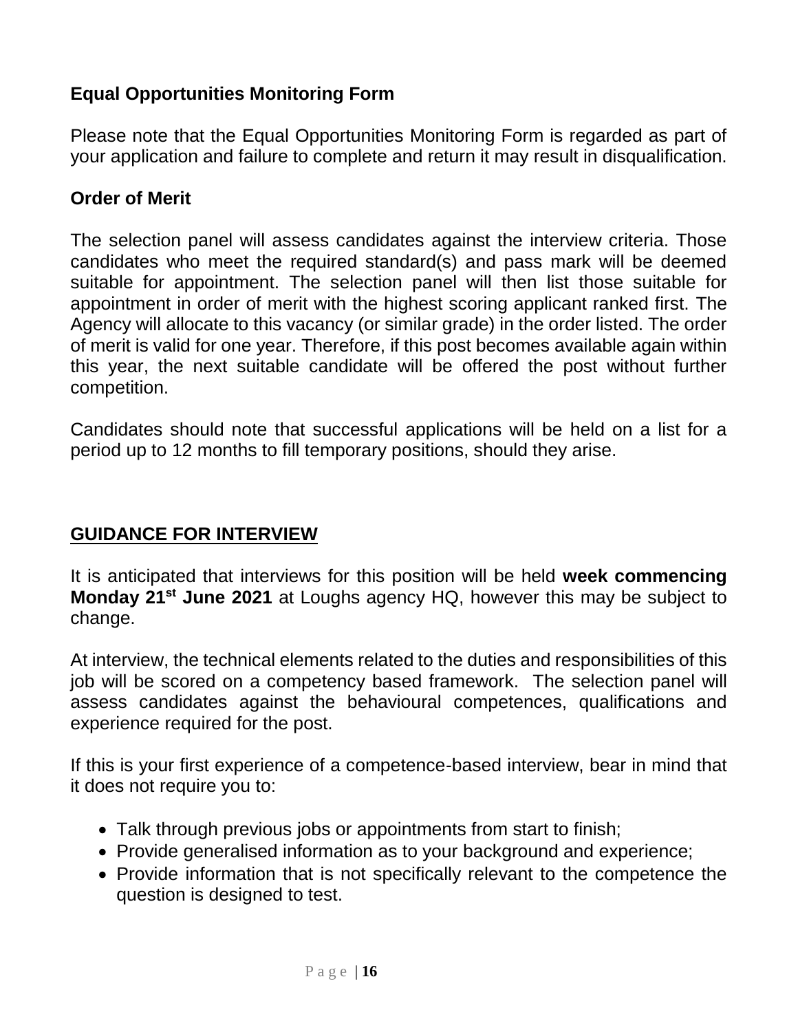**Equal Opportunities Monitoring Form**

Please note that the Equal Opportunities Monitoring Form is regarded as part of your application and failure to complete and return it may result in disqualification.

**Order of Merit**

The selection panel will assess candidates against the interview criteria. Those candidates who meet the required standard(s) and pass mark will be deemed suitable for appointment. The selection panel will then list those suitable for appointment in order of merit with the highest scoring applicant ranked first. The Agency will allocate to this vacancy (or similar grade) in the order listed. The order of merit is valid for one year. Therefore, if this post becomes available again within this year, the next suitable candidate will be offered the post without further competition.

Candidates should note that successful applications will be held on a list for a period up to 12 months to fill temporary positions, should they arise.

## GUIDANCE FOR INTERVIEW

It is anticipated that interviews for this position will be held **week commencing Monday 21st June 2021** at Loughs agency HQ, however this may be subject to change.

At interview, the technical elements related to the duties and responsibilities of this job will be scored on a competency based framework. The selection panel will assess candidates against the behavioural competences, qualifications and experience required for the post.

If this is your first experience of a competence-based interview, bear in mind that it does not require you to:

- Talk through previous jobs or appointments from start to finish;
- Provide generalised information as to your background and experience;
- Provide information that is not specifically relevant to the competence the question is designed to test.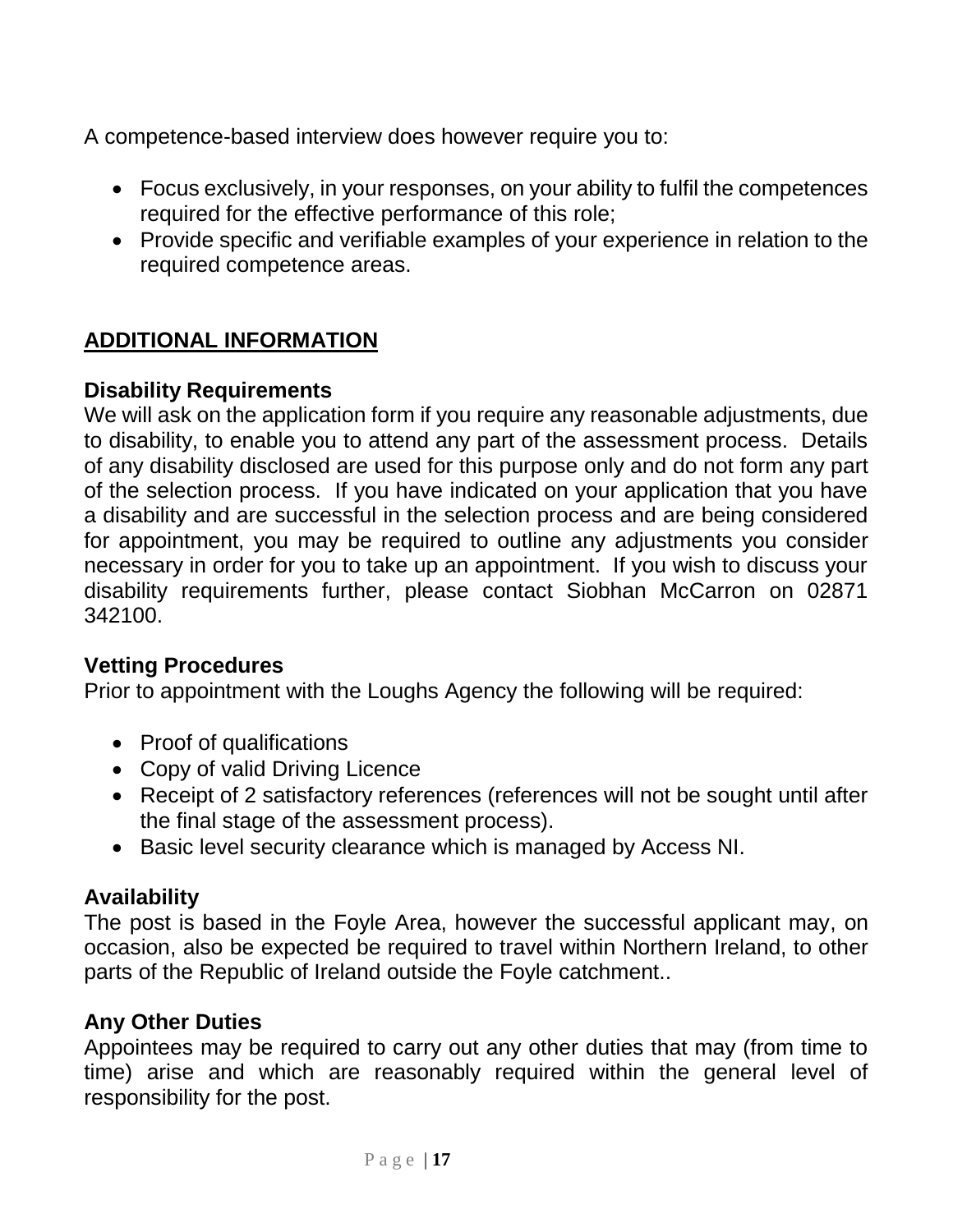A competence-based interview does however require you to:

- Focus exclusively, in your responses, on your ability to fulfil the competences required for the effective performance of this role;
- Provide specific and verifiable examples of your experience in relation to the required competence areas.

## ADDITIONAL INFORMATION

### Disability Requirements

We will ask on the application form if you require any reasonable adjustments, due to disability, to enable you to attend any part of the assessment process. Details of any disability disclosed are used for this purpose only and do not form any part of the selection process. If you have indicated on your application that you have a disability and are successful in the selection process and are being considered for appointment, you may be required to outline any adjustments you consider necessary in order for you to take up an appointment. If you wish to discuss your disability requirements further, please contact Siobhan McCarron on 02871 342100.

### Vetting Procedures

Prior to appointment with the Loughs Agency the following will be required:

- Proof of qualifications
- Copy of valid Driving Licence
- Receipt of 2 satisfactory references (references will not be sought until after the final stage of the assessment process).
- Basic level security clearance which is managed by Access NI.

### Availability

The post is based in the Foyle Area, however the successful applicant may, on occasion, also be expected be required to travel within Northern Ireland, to other parts of the Republic of Ireland outside the Foyle catchment..

### Any Other Duties

Appointees may be required to carry out any other duties that may (from time to time) arise and which are reasonably required within the general level of responsibility for the post.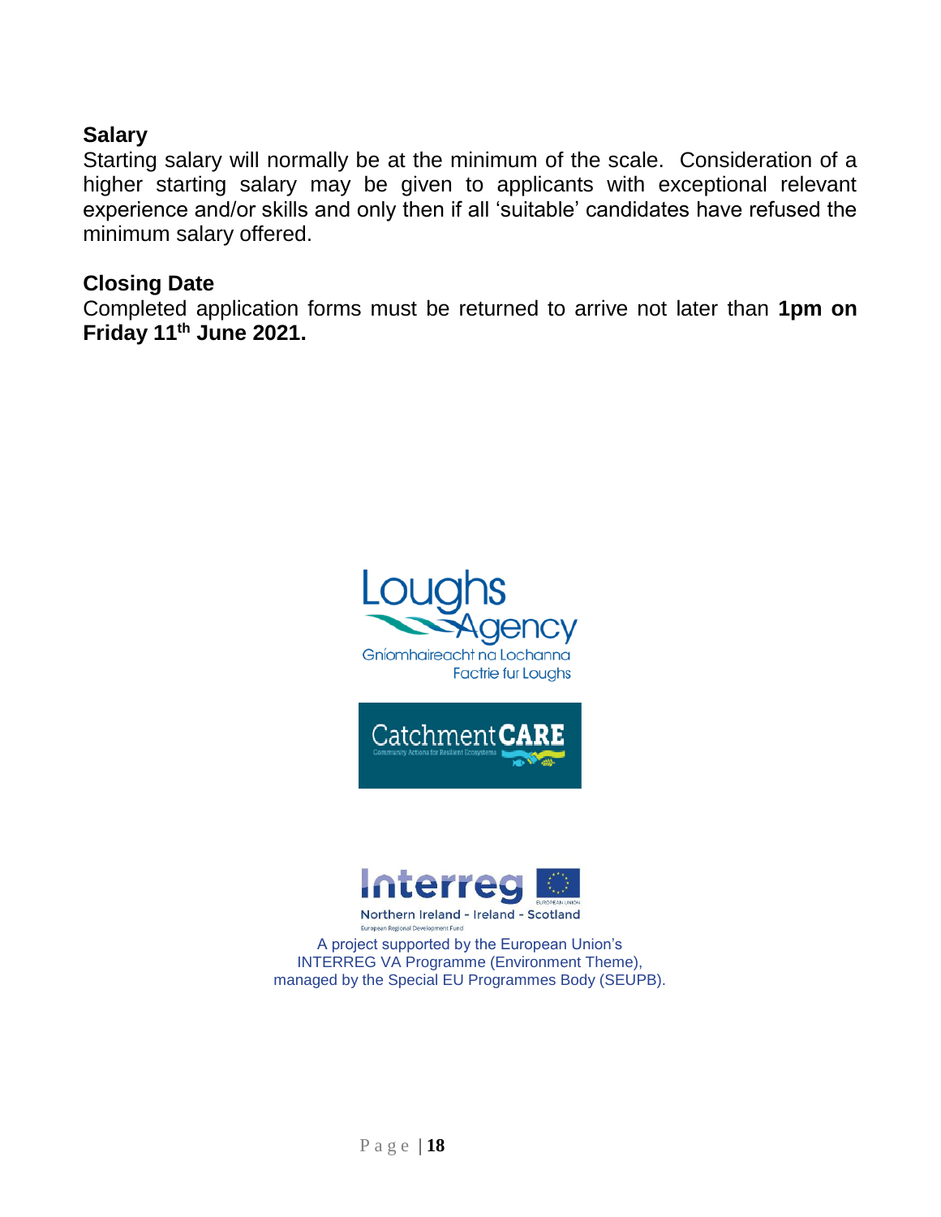## Salary

Starting salary will normally be at the minimum of the scale. Consideration of a higher starting salary may be given to applicants with exceptional relevant experience and/or skills and only then if all 'suitable' candidates have refused the minimum salary offered.

## Closing Date

Completed application forms must be returned to arrive not later than **1pm on Friday 11th June 2021.**

A project supported by the European Union's INTERREG VA Programme (Environment Theme), managed by the Special EU Programmes Body (SEUPB).